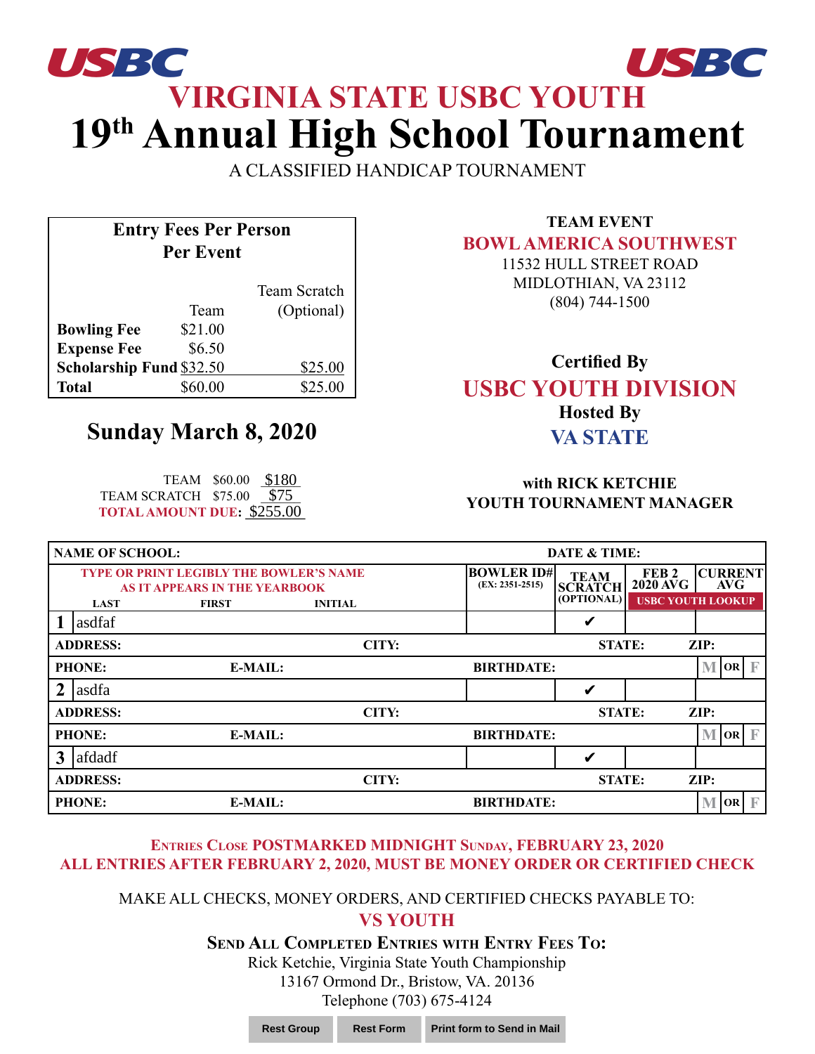USBC USBC

# VIRGINIA STATE USBC YOUTH

# 19th Annual High School Tournament

A CLASSIFIED HANDICAP TOURNAMENT

| Entry Fees Per Person Per Event | Team | Team Scratch (Optional) |
|---|---|---|
| **Bowling Fee** | $21.00 | |
| **Expense Fee** | $6.50 | |
| **Scholarship Fund** | $32.50 | $25.00 |
| **Total** | $60.00 | $25.00 |

**TEAM EVENT**

**BOWL AMERICA SOUTHWEST**

11532 HULL STREET ROAD
MIDLOTHIAN, VA 23112
(804) 744-1500

## Sunday March 8, 2020

**Certified By**

**USBC YOUTH DIVISION**

**Hosted By**

**VA STATE**

TEAM $60.00 $180
TEAM SCRATCH $75.00 $75
**TOTAL AMOUNT DUE:** $255.00

**with RICK KETCHIE**
**YOUTH TOURNAMENT MANAGER**

**NAME OF SCHOOL:** **DATE & TIME:**

| TYPE OR PRINT LEGIBLY THE BOWLER'S NAME AS IT APPEARS IN THE YEARBOOK (LAST / FIRST / INITIAL) | BOWLER ID# (EX: 2351-2515) | TEAM SCRATCH (OPTIONAL) | FEB 2 2020 AVG | CURRENT AVG (USBC YOUTH LOOKUP) |
|---|---|---|---|---|
| 1 asdfaf | | ✔ | | |
| ADDRESS: CITY: STATE: ZIP: | | | | |
| PHONE: E-MAIL: BIRTHDATE: | | | | M OR F |
| 2 asdfa | | ✔ | | |
| ADDRESS: CITY: STATE: ZIP: | | | | |
| PHONE: E-MAIL: BIRTHDATE: | | | | M OR F |
| 3 afdadf | | ✔ | | |
| ADDRESS: CITY: STATE: ZIP: | | | | |
| PHONE: E-MAIL: BIRTHDATE: | | | | M OR F |

**ENTRIES CLOSE POSTMARKED MIDNIGHT SUNDAY, FEBRUARY 23, 2020**
**ALL ENTRIES AFTER FEBRUARY 2, 2020, MUST BE MONEY ORDER OR CERTIFIED CHECK**

MAKE ALL CHECKS, MONEY ORDERS, AND CERTIFIED CHECKS PAYABLE TO:

**VS YOUTH**

**SEND ALL COMPLETED ENTRIES WITH ENTRY FEES TO:**

Rick Ketchie, Virginia State Youth Championship
13167 Ormond Dr., Bristow, VA. 20136
Telephone (703) 675-4124

Rest Group | Rest Form | Print form to Send in Mail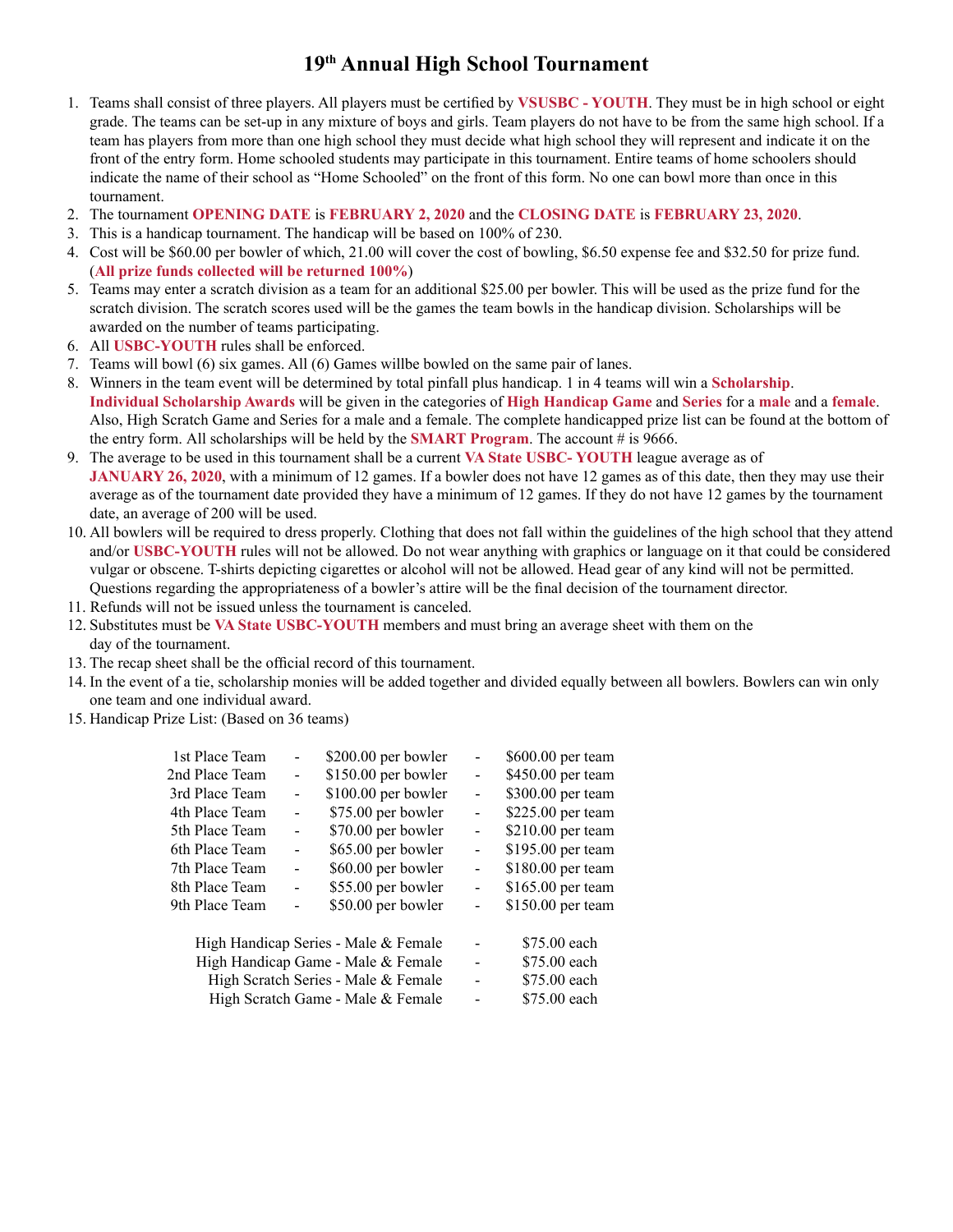# 19th Annual High School Tournament

1. Teams shall consist of three players. All players must be certified by **VSUSBC - YOUTH**. They must be in high school or eight grade. The teams can be set-up in any mixture of boys and girls. Team players do not have to be from the same high school. If a team has players from more than one high school they must decide what high school they will represent and indicate it on the front of the entry form. Home schooled students may participate in this tournament. Entire teams of home schoolers should indicate the name of their school as "Home Schooled" on the front of this form. No one can bowl more than once in this tournament.
2. The tournament **OPENING DATE** is **FEBRUARY 2, 2020** and the **CLOSING DATE** is **FEBRUARY 23, 2020**.
3. This is a handicap tournament. The handicap will be based on 100% of 230.
4. Cost will be $60.00 per bowler of which, 21.00 will cover the cost of bowling, $6.50 expense fee and $32.50 for prize fund. (**All prize funds collected will be returned 100%**)
5. Teams may enter a scratch division as a team for an additional $25.00 per bowler. This will be used as the prize fund for the scratch division. The scratch scores used will be the games the team bowls in the handicap division. Scholarships will be awarded on the number of teams participating.
6. All **USBC-YOUTH** rules shall be enforced.
7. Teams will bowl (6) six games. All (6) Games willbe bowled on the same pair of lanes.
8. Winners in the team event will be determined by total pinfall plus handicap. 1 in 4 teams will win a **Scholarship**. **Individual Scholarship Awards** will be given in the categories of **High Handicap Game** and **Series** for a **male** and a **female**. Also, High Scratch Game and Series for a male and a female. The complete handicapped prize list can be found at the bottom of the entry form. All scholarships will be held by the **SMART Program**. The account # is 9666.
9. The average to be used in this tournament shall be a current **VA State USBC- YOUTH** league average as of **JANUARY 26, 2020**, with a minimum of 12 games. If a bowler does not have 12 games as of this date, then they may use their average as of the tournament date provided they have a minimum of 12 games. If they do not have 12 games by the tournament date, an average of 200 will be used.
10. All bowlers will be required to dress properly. Clothing that does not fall within the guidelines of the high school that they attend and/or **USBC-YOUTH** rules will not be allowed. Do not wear anything with graphics or language on it that could be considered vulgar or obscene. T-shirts depicting cigarettes or alcohol will not be allowed. Head gear of any kind will not be permitted. Questions regarding the appropriateness of a bowler's attire will be the final decision of the tournament director.
11. Refunds will not be issued unless the tournament is canceled.
12. Substitutes must be **VA State USBC-YOUTH** members and must bring an average sheet with them on the day of the tournament.
13. The recap sheet shall be the official record of this tournament.
14. In the event of a tie, scholarship monies will be added together and divided equally between all bowlers. Bowlers can win only one team and one individual award.
15. Handicap Prize List: (Based on 36 teams)

| | | | | |
|---|---|---|---|---|
| 1st Place Team | - | $200.00 per bowler | - | $600.00 per team |
| 2nd Place Team | - | $150.00 per bowler | - | $450.00 per team |
| 3rd Place Team | - | $100.00 per bowler | - | $300.00 per team |
| 4th Place Team | - | $75.00 per bowler | - | $225.00 per team |
| 5th Place Team | - | $70.00 per bowler | - | $210.00 per team |
| 6th Place Team | - | $65.00 per bowler | - | $195.00 per team |
| 7th Place Team | - | $60.00 per bowler | - | $180.00 per team |
| 8th Place Team | - | $55.00 per bowler | - | $165.00 per team |
| 9th Place Team | - | $50.00 per bowler | - | $150.00 per team |

| | | |
|---|---|---|
| High Handicap Series - Male & Female | - | $75.00 each |
| High Handicap Game - Male & Female | - | $75.00 each |
| High Scratch Series - Male & Female | - | $75.00 each |
| High Scratch Game - Male & Female | - | $75.00 each |